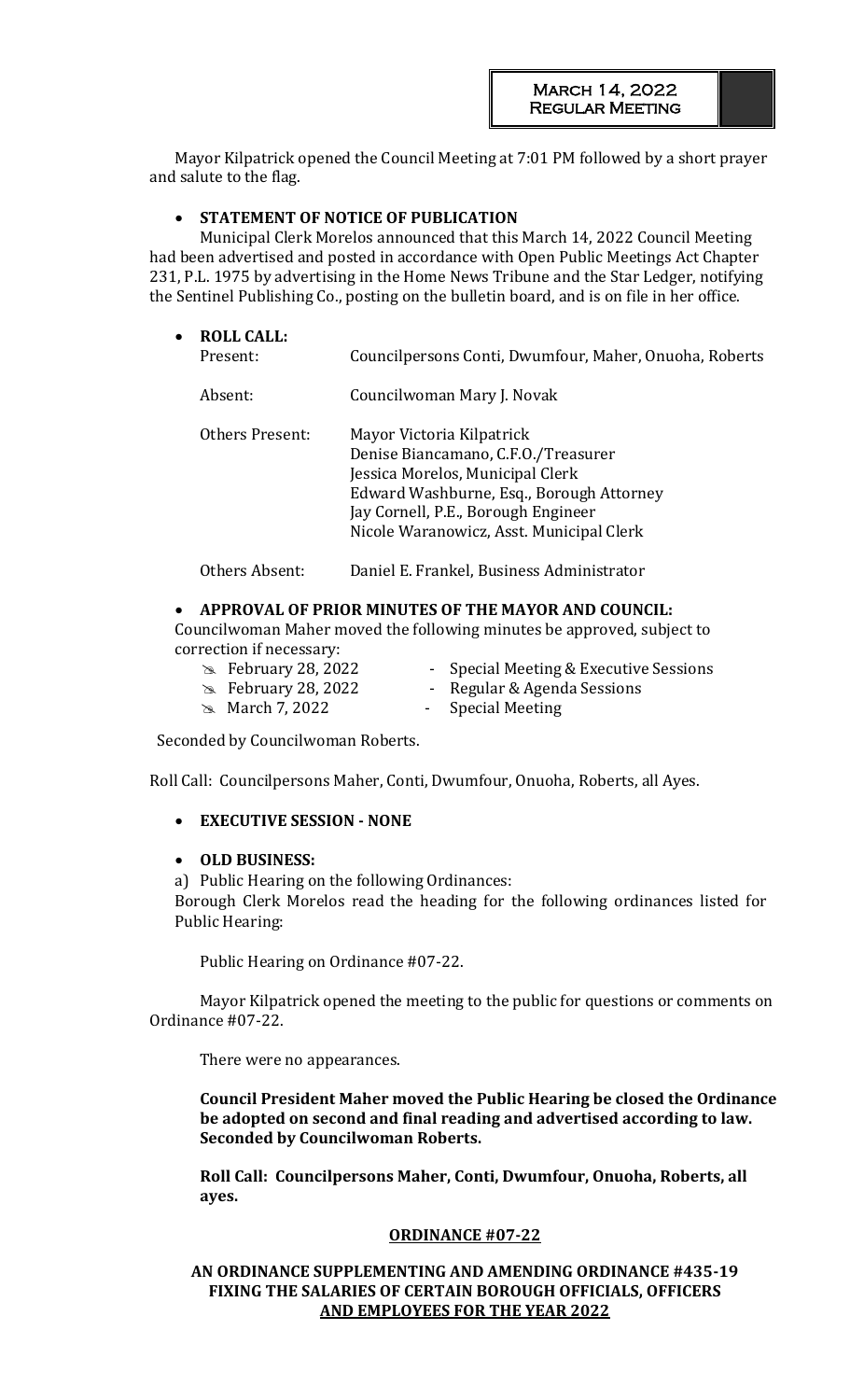March 14, 2022
Regular Meeting

Mayor Kilpatrick opened the Council Meeting at 7:01 PM followed by a short prayer and salute to the flag.

- **STATEMENT OF NOTICE OF PUBLICATION**

Municipal Clerk Morelos announced that this March 14, 2022 Council Meeting had been advertised and posted in accordance with Open Public Meetings Act Chapter 231, P.L. 1975 by advertising in the Home News Tribune and the Star Ledger, notifying the Sentinel Publishing Co., posting on the bulletin board, and is on file in her office.

- **ROLL CALL:**

| | |
|---|---|
| Present: | Councilpersons Conti, Dwumfour, Maher, Onuoha, Roberts |
| Absent: | Councilwoman Mary J. Novak |
| Others Present: | Mayor Victoria Kilpatrick<br>Denise Biancamano, C.F.O./Treasurer<br>Jessica Morelos, Municipal Clerk<br>Edward Washburne, Esq., Borough Attorney<br>Jay Cornell, P.E., Borough Engineer<br>Nicole Waranowicz, Asst. Municipal Clerk |
| Others Absent: | Daniel E. Frankel, Business Administrator |

- **APPROVAL OF PRIOR MINUTES OF THE MAYOR AND COUNCIL:**

Councilwoman Maher moved the following minutes be approved, subject to correction if necessary:

- February 28, 2022 - Special Meeting & Executive Sessions
- February 28, 2022 - Regular & Agenda Sessions
- March 7, 2022 - Special Meeting

Seconded by Councilwoman Roberts.

Roll Call: Councilpersons Maher, Conti, Dwumfour, Onuoha, Roberts, all Ayes.

- **EXECUTIVE SESSION - NONE**

- **OLD BUSINESS:**

a) Public Hearing on the following Ordinances:
Borough Clerk Morelos read the heading for the following ordinances listed for Public Hearing:

Public Hearing on Ordinance #07-22.

Mayor Kilpatrick opened the meeting to the public for questions or comments on Ordinance #07-22.

There were no appearances.

**Council President Maher moved the Public Hearing be closed the Ordinance be adopted on second and final reading and advertised according to law. Seconded by Councilwoman Roberts.**

**Roll Call: Councilpersons Maher, Conti, Dwumfour, Onuoha, Roberts, all ayes.**

**ORDINANCE #07-22**

**AN ORDINANCE SUPPLEMENTING AND AMENDING ORDINANCE #435-19 FIXING THE SALARIES OF CERTAIN BOROUGH OFFICIALS, OFFICERS AND EMPLOYEES FOR THE YEAR 2022**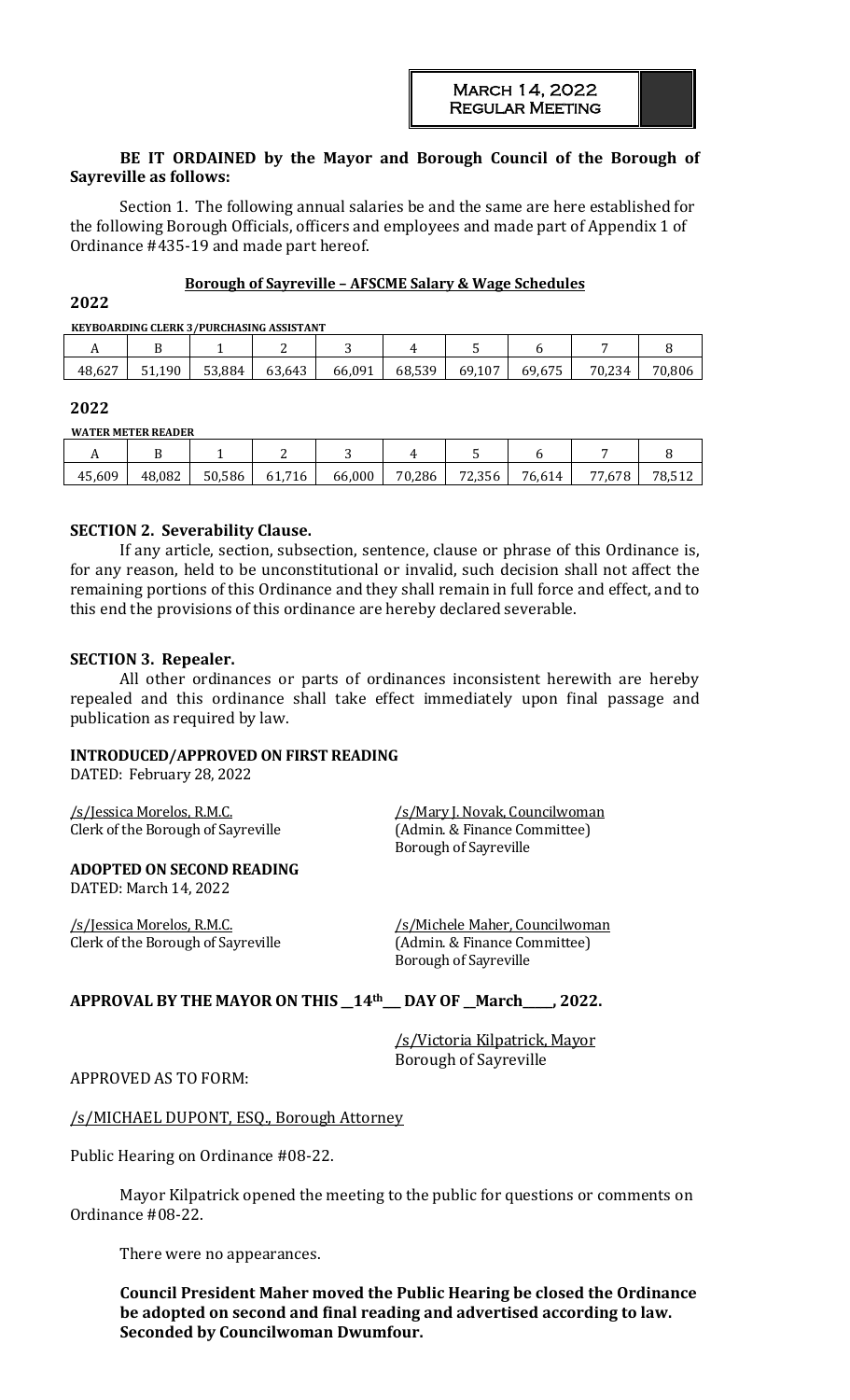**BE IT ORDAINED by the Mayor and Borough Council of the Borough of Sayreville as follows:**

Section 1. The following annual salaries be and the same are here established for the following Borough Officials, officers and employees and made part of Appendix 1 of Ordinance #435-19 and made part hereof.

**Borough of Sayreville – AFSCME Salary & Wage Schedules**

**2022**

**KEYBOARDING CLERK 3/PURCHASING ASSISTANT**

| A | B | 1 | 2 | 3 | 4 | 5 | 6 | 7 | 8 |
|---|---|---|---|---|---|---|---|---|---|
| 48,627 | 51,190 | 53,884 | 63,643 | 66,091 | 68,539 | 69,107 | 69,675 | 70,234 | 70,806 |

**2022**

**WATER METER READER**

| A | B | 1 | 2 | 3 | 4 | 5 | 6 | 7 | 8 |
|---|---|---|---|---|---|---|---|---|---|
| 45,609 | 48,082 | 50,586 | 61,716 | 66,000 | 70,286 | 72,356 | 76,614 | 77,678 | 78,512 |

**SECTION 2. Severability Clause.**

If any article, section, subsection, sentence, clause or phrase of this Ordinance is, for any reason, held to be unconstitutional or invalid, such decision shall not affect the remaining portions of this Ordinance and they shall remain in full force and effect, and to this end the provisions of this ordinance are hereby declared severable.

**SECTION 3. Repealer.**

All other ordinances or parts of ordinances inconsistent herewith are hereby repealed and this ordinance shall take effect immediately upon final passage and publication as required by law.

**INTRODUCED/APPROVED ON FIRST READING**
DATED: February 28, 2022

/s/Jessica Morelos, R.M.C.
Clerk of the Borough of Sayreville

/s/Mary J. Novak, Councilwoman
(Admin. & Finance Committee)
Borough of Sayreville

**ADOPTED ON SECOND READING**
DATED: March 14, 2022

/s/Jessica Morelos, R.M.C.
Clerk of the Borough of Sayreville

/s/Michele Maher, Councilwoman
(Admin. & Finance Committee)
Borough of Sayreville

**APPROVAL BY THE MAYOR ON THIS \_\_14th\_\_ DAY OF \_\_March\_\_\_\_, 2022.**

/s/Victoria Kilpatrick, Mayor
Borough of Sayreville

APPROVED AS TO FORM:

/s/MICHAEL DUPONT, ESQ., Borough Attorney

Public Hearing on Ordinance #08-22.

Mayor Kilpatrick opened the meeting to the public for questions or comments on Ordinance #08-22.

There were no appearances.

**Council President Maher moved the Public Hearing be closed the Ordinance be adopted on second and final reading and advertised according to law. Seconded by Councilwoman Dwumfour.**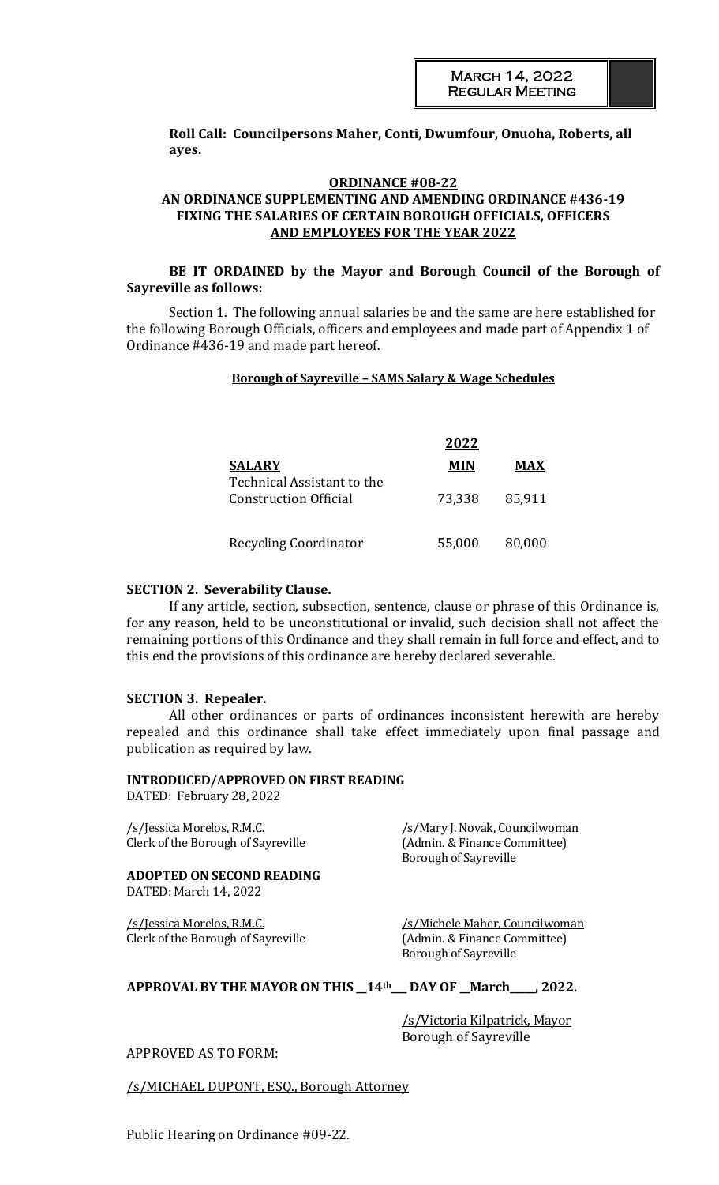**Roll Call: Councilpersons Maher, Conti, Dwumfour, Onuoha, Roberts, all ayes.**

**ORDINANCE #08-22**
**AN ORDINANCE SUPPLEMENTING AND AMENDING ORDINANCE #436-19 FIXING THE SALARIES OF CERTAIN BOROUGH OFFICIALS, OFFICERS AND EMPLOYEES FOR THE YEAR 2022**

**BE IT ORDAINED by the Mayor and Borough Council of the Borough of Sayreville as follows:**

Section 1. The following annual salaries be and the same are here established for the following Borough Officials, officers and employees and made part of Appendix 1 of Ordinance #436-19 and made part hereof.

**Borough of Sayreville – SAMS Salary & Wage Schedules**

| | **2022** | |
|---|---|---|
| **SALARY** | **MIN** | **MAX** |
| Technical Assistant to the Construction Official | 73,338 | 85,911 |
| Recycling Coordinator | 55,000 | 80,000 |

**SECTION 2. Severability Clause.**

If any article, section, subsection, sentence, clause or phrase of this Ordinance is, for any reason, held to be unconstitutional or invalid, such decision shall not affect the remaining portions of this Ordinance and they shall remain in full force and effect, and to this end the provisions of this ordinance are hereby declared severable.

**SECTION 3. Repealer.**

All other ordinances or parts of ordinances inconsistent herewith are hereby repealed and this ordinance shall take effect immediately upon final passage and publication as required by law.

**INTRODUCED/APPROVED ON FIRST READING**
DATED: February 28, 2022

/s/Jessica Morelos, R.M.C.
Clerk of the Borough of Sayreville

/s/Mary J. Novak, Councilwoman
(Admin. & Finance Committee)
Borough of Sayreville

**ADOPTED ON SECOND READING**
DATED: March 14, 2022

/s/Jessica Morelos, R.M.C.
Clerk of the Borough of Sayreville

/s/Michele Maher, Councilwoman
(Admin. & Finance Committee)
Borough of Sayreville

**APPROVAL BY THE MAYOR ON THIS __14th__ DAY OF __March____, 2022.**

/s/Victoria Kilpatrick, Mayor
Borough of Sayreville

APPROVED AS TO FORM:

/s/MICHAEL DUPONT, ESQ., Borough Attorney

Public Hearing on Ordinance #09-22.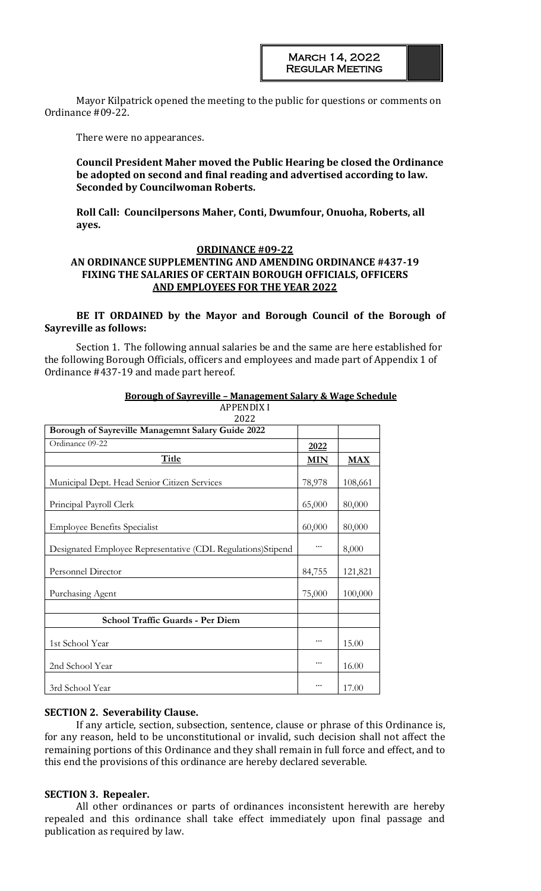Mayor Kilpatrick opened the meeting to the public for questions or comments on Ordinance #09-22.

There were no appearances.

**Council President Maher moved the Public Hearing be closed the Ordinance be adopted on second and final reading and advertised according to law. Seconded by Councilwoman Roberts.**

**Roll Call: Councilpersons Maher, Conti, Dwumfour, Onuoha, Roberts, all ayes.**

**ORDINANCE #09-22**
**AN ORDINANCE SUPPLEMENTING AND AMENDING ORDINANCE #437-19 FIXING THE SALARIES OF CERTAIN BOROUGH OFFICIALS, OFFICERS AND EMPLOYEES FOR THE YEAR 2022**

**BE IT ORDAINED by the Mayor and Borough Council of the Borough of Sayreville as follows:**

Section 1. The following annual salaries be and the same are here established for the following Borough Officials, officers and employees and made part of Appendix 1 of Ordinance #437-19 and made part hereof.

**Borough of Sayreville – Management Salary & Wage Schedule**
APPENDIX I
2022

| **Borough of Sayreville Managemnt Salary Guide 2022** | | |
|---|---|---|
| Ordinance 09-22 | **2022** | |
| **Title** | **MIN** | **MAX** |
| Municipal Dept. Head Senior Citizen Services | 78,978 | 108,661 |
| Principal Payroll Clerk | 65,000 | 80,000 |
| Employee Benefits Specialist | 60,000 | 80,000 |
| Designated Employee Representative (CDL Regulations)Stipend | ... | 8,000 |
| Personnel Director | 84,755 | 121,821 |
| Purchasing Agent | 75,000 | 100,000 |
| | | |
| **School Traffic Guards - Per Diem** | | |
| 1st School Year | ... | 15.00 |
| 2nd School Year | ... | 16.00 |
| 3rd School Year | ... | 17.00 |

**SECTION 2. Severability Clause.**

If any article, section, subsection, sentence, clause or phrase of this Ordinance is, for any reason, held to be unconstitutional or invalid, such decision shall not affect the remaining portions of this Ordinance and they shall remain in full force and effect, and to this end the provisions of this ordinance are hereby declared severable.

**SECTION 3. Repealer.**

All other ordinances or parts of ordinances inconsistent herewith are hereby repealed and this ordinance shall take effect immediately upon final passage and publication as required by law.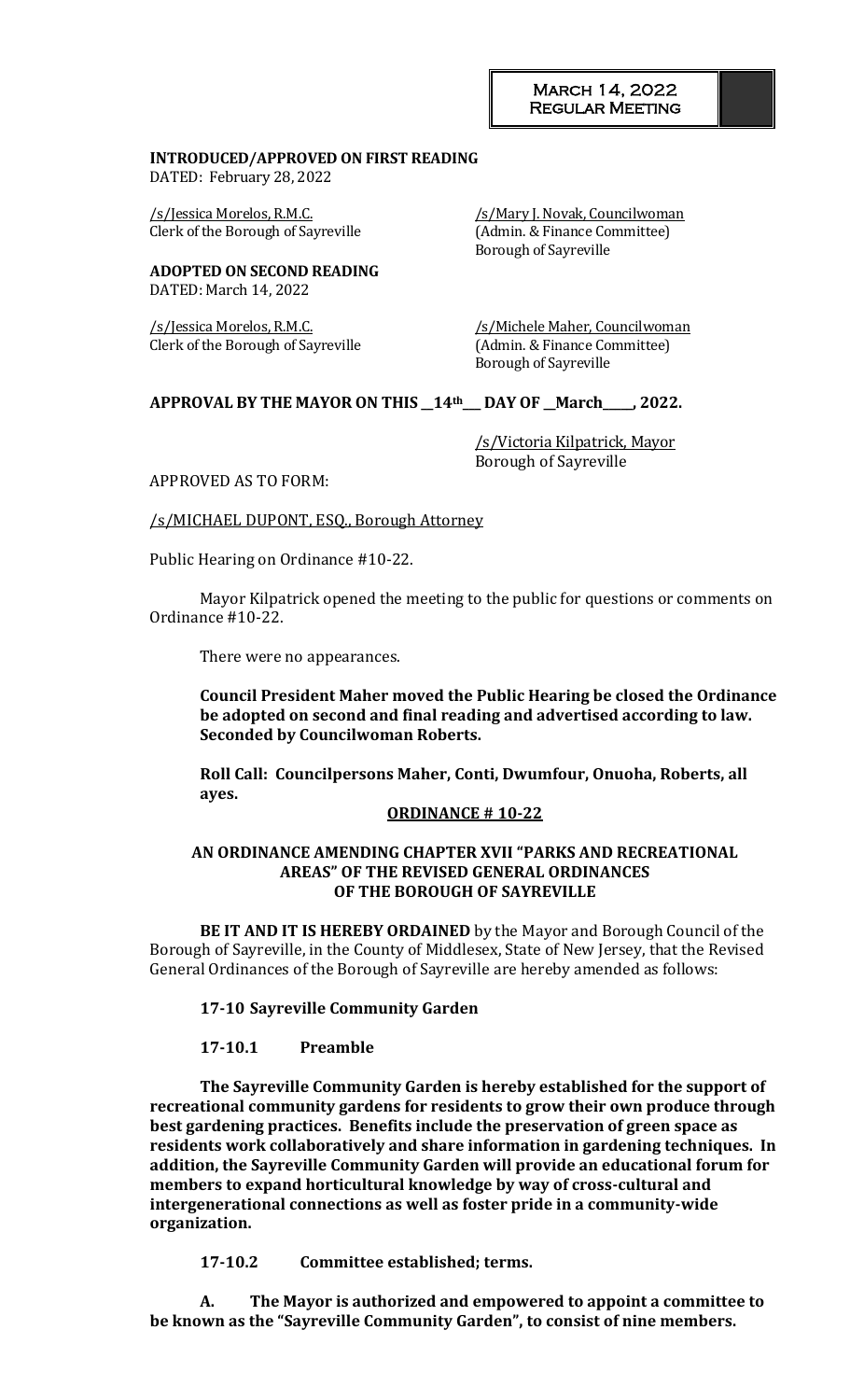**INTRODUCED/APPROVED ON FIRST READING**
DATED: February 28, 2022

/s/Jessica Morelos, R.M.C.
Clerk of the Borough of Sayreville

/s/Mary J. Novak, Councilwoman
(Admin. & Finance Committee)
Borough of Sayreville

**ADOPTED ON SECOND READING**
DATED: March 14, 2022

/s/Jessica Morelos, R.M.C.
Clerk of the Borough of Sayreville

/s/Michele Maher, Councilwoman
(Admin. & Finance Committee)
Borough of Sayreville

**APPROVAL BY THE MAYOR ON THIS \_\_14th\_\_\_ DAY OF \_\_March\_\_\_\_, 2022.**

/s/Victoria Kilpatrick, Mayor
Borough of Sayreville

APPROVED AS TO FORM:

/s/MICHAEL DUPONT, ESQ., Borough Attorney

Public Hearing on Ordinance #10-22.

Mayor Kilpatrick opened the meeting to the public for questions or comments on Ordinance #10-22.

There were no appearances.

**Council President Maher moved the Public Hearing be closed the Ordinance be adopted on second and final reading and advertised according to law. Seconded by Councilwoman Roberts.**

**Roll Call: Councilpersons Maher, Conti, Dwumfour, Onuoha, Roberts, all ayes.**

**ORDINANCE # 10-22**

**AN ORDINANCE AMENDING CHAPTER XVII "PARKS AND RECREATIONAL AREAS" OF THE REVISED GENERAL ORDINANCES OF THE BOROUGH OF SAYREVILLE**

**BE IT AND IT IS HEREBY ORDAINED** by the Mayor and Borough Council of the Borough of Sayreville, in the County of Middlesex, State of New Jersey, that the Revised General Ordinances of the Borough of Sayreville are hereby amended as follows:

**17-10 Sayreville Community Garden**

**17-10.1 Preamble**

**The Sayreville Community Garden is hereby established for the support of recreational community gardens for residents to grow their own produce through best gardening practices. Benefits include the preservation of green space as residents work collaboratively and share information in gardening techniques. In addition, the Sayreville Community Garden will provide an educational forum for members to expand horticultural knowledge by way of cross-cultural and intergenerational connections as well as foster pride in a community-wide organization.**

**17-10.2 Committee established; terms.**

**A. The Mayor is authorized and empowered to appoint a committee to be known as the "Sayreville Community Garden", to consist of nine members.**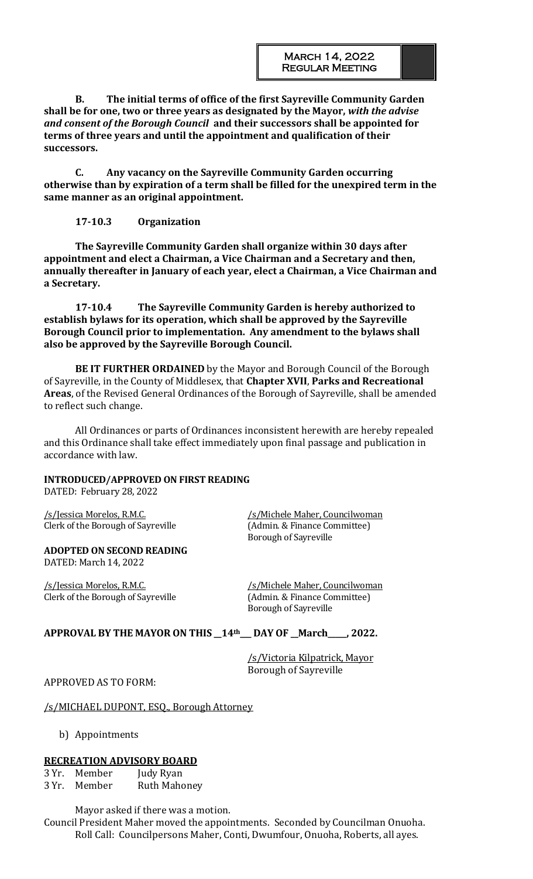**B. The initial terms of office of the first Sayreville Community Garden shall be for one, two or three years as designated by the Mayor, *with the advise and consent of the Borough Council* and their successors shall be appointed for terms of three years and until the appointment and qualification of their successors.**

**C. Any vacancy on the Sayreville Community Garden occurring otherwise than by expiration of a term shall be filled for the unexpired term in the same manner as an original appointment.**

**17-10.3 Organization**

**The Sayreville Community Garden shall organize within 30 days after appointment and elect a Chairman, a Vice Chairman and a Secretary and then, annually thereafter in January of each year, elect a Chairman, a Vice Chairman and a Secretary.**

**17-10.4 The Sayreville Community Garden is hereby authorized to establish bylaws for its operation, which shall be approved by the Sayreville Borough Council prior to implementation. Any amendment to the bylaws shall also be approved by the Sayreville Borough Council.**

**BE IT FURTHER ORDAINED** by the Mayor and Borough Council of the Borough of Sayreville, in the County of Middlesex, that **Chapter XVII**, **Parks and Recreational Areas**, of the Revised General Ordinances of the Borough of Sayreville, shall be amended to reflect such change.

All Ordinances or parts of Ordinances inconsistent herewith are hereby repealed and this Ordinance shall take effect immediately upon final passage and publication in accordance with law.

**INTRODUCED/APPROVED ON FIRST READING**
DATED: February 28, 2022

/s/Jessica Morelos, R.M.C.
Clerk of the Borough of Sayreville

/s/Michele Maher, Councilwoman
(Admin. & Finance Committee)
Borough of Sayreville

**ADOPTED ON SECOND READING**
DATED: March 14, 2022

/s/Jessica Morelos, R.M.C.
Clerk of the Borough of Sayreville

/s/Michele Maher, Councilwoman
(Admin. & Finance Committee)
Borough of Sayreville

**APPROVAL BY THE MAYOR ON THIS \_\_14th\_\_\_ DAY OF \_\_March\_\_\_\_, 2022.**

/s/Victoria Kilpatrick, Mayor
Borough of Sayreville

APPROVED AS TO FORM:

/s/MICHAEL DUPONT, ESQ., Borough Attorney

b) Appointments

**RECREATION ADVISORY BOARD**

3 Yr. Member Judy Ryan
3 Yr. Member Ruth Mahoney

Mayor asked if there was a motion.
Council President Maher moved the appointments. Seconded by Councilman Onuoha.
Roll Call: Councilpersons Maher, Conti, Dwumfour, Onuoha, Roberts, all ayes.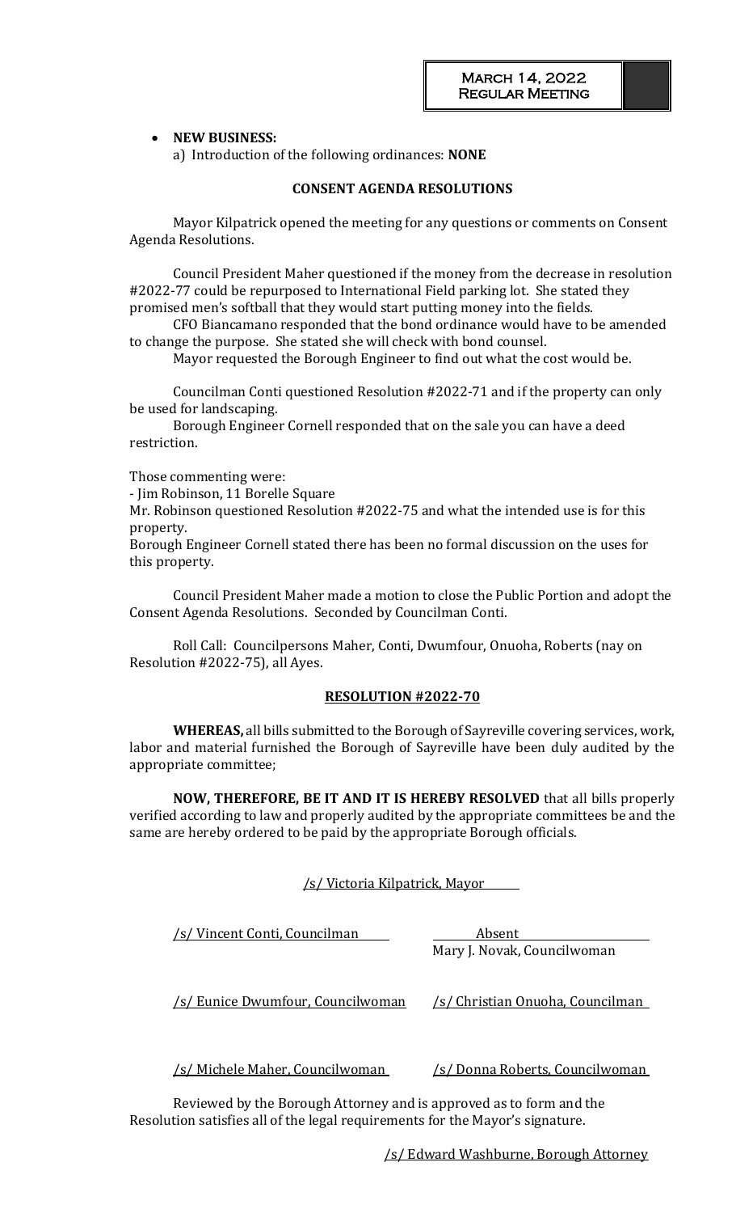- **NEW BUSINESS:**
  a) Introduction of the following ordinances: **NONE**

**CONSENT AGENDA RESOLUTIONS**

Mayor Kilpatrick opened the meeting for any questions or comments on Consent Agenda Resolutions.

Council President Maher questioned if the money from the decrease in resolution #2022-77 could be repurposed to International Field parking lot. She stated they promised men's softball that they would start putting money into the fields.

CFO Biancamano responded that the bond ordinance would have to be amended to change the purpose. She stated she will check with bond counsel.

Mayor requested the Borough Engineer to find out what the cost would be.

Councilman Conti questioned Resolution #2022-71 and if the property can only be used for landscaping.

Borough Engineer Cornell responded that on the sale you can have a deed restriction.

Those commenting were:
- Jim Robinson, 11 Borelle Square

Mr. Robinson questioned Resolution #2022-75 and what the intended use is for this property.
Borough Engineer Cornell stated there has been no formal discussion on the uses for this property.

Council President Maher made a motion to close the Public Portion and adopt the Consent Agenda Resolutions. Seconded by Councilman Conti.

Roll Call: Councilpersons Maher, Conti, Dwumfour, Onuoha, Roberts (nay on Resolution #2022-75), all Ayes.

**RESOLUTION #2022-70**

**WHEREAS,** all bills submitted to the Borough of Sayreville covering services, work, labor and material furnished the Borough of Sayreville have been duly audited by the appropriate committee;

**NOW, THEREFORE, BE IT AND IT IS HEREBY RESOLVED** that all bills properly verified according to law and properly audited by the appropriate committees be and the same are hereby ordered to be paid by the appropriate Borough officials.

/s/ Victoria Kilpatrick, Mayor

/s/ Vincent Conti, Councilman

Absent
Mary J. Novak, Councilwoman

/s/ Eunice Dwumfour, Councilwoman

/s/ Christian Onuoha, Councilman

/s/ Michele Maher, Councilwoman

/s/ Donna Roberts, Councilwoman

Reviewed by the Borough Attorney and is approved as to form and the Resolution satisfies all of the legal requirements for the Mayor's signature.

/s/ Edward Washburne, Borough Attorney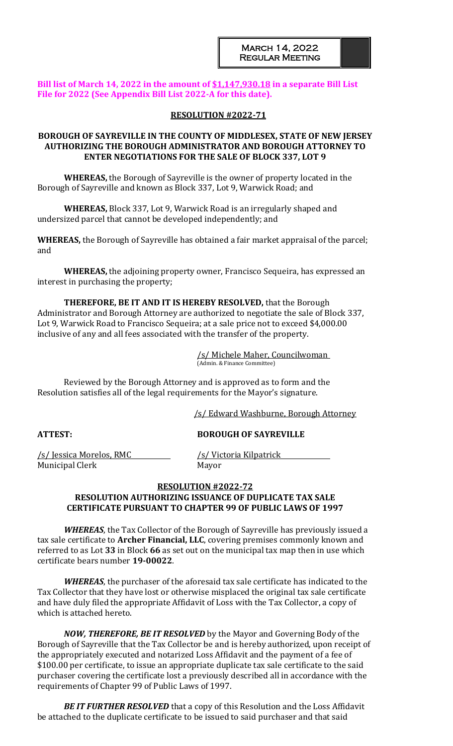**Bill list of March 14, 2022 in the amount of $1,147,930.18 in a separate Bill List File for 2022 (See Appendix Bill List 2022-A for this date).**

**RESOLUTION #2022-71**

**BOROUGH OF SAYREVILLE IN THE COUNTY OF MIDDLESEX, STATE OF NEW JERSEY AUTHORIZING THE BOROUGH ADMINISTRATOR AND BOROUGH ATTORNEY TO ENTER NEGOTIATIONS FOR THE SALE OF BLOCK 337, LOT 9**

**WHEREAS,** the Borough of Sayreville is the owner of property located in the Borough of Sayreville and known as Block 337, Lot 9, Warwick Road; and

**WHEREAS,** Block 337, Lot 9, Warwick Road is an irregularly shaped and undersized parcel that cannot be developed independently; and

**WHEREAS,** the Borough of Sayreville has obtained a fair market appraisal of the parcel; and

**WHEREAS,** the adjoining property owner, Francisco Sequeira, has expressed an interest in purchasing the property;

**THEREFORE, BE IT AND IT IS HEREBY RESOLVED,** that the Borough Administrator and Borough Attorney are authorized to negotiate the sale of Block 337, Lot 9, Warwick Road to Francisco Sequeira; at a sale price not to exceed $4,000.00 inclusive of any and all fees associated with the transfer of the property.

/s/ Michele Maher, Councilwoman
(Admin. & Finance Committee)

Reviewed by the Borough Attorney and is approved as to form and the Resolution satisfies all of the legal requirements for the Mayor's signature.

/s/ Edward Washburne, Borough Attorney

**ATTEST:** **BOROUGH OF SAYREVILLE**

/s/ Jessica Morelos, RMC
Municipal Clerk

/s/ Victoria Kilpatrick
Mayor

**RESOLUTION #2022-72**

**RESOLUTION AUTHORIZING ISSUANCE OF DUPLICATE TAX SALE CERTIFICATE PURSUANT TO CHAPTER 99 OF PUBLIC LAWS OF 1997**

***WHEREAS***, the Tax Collector of the Borough of Sayreville has previously issued a tax sale certificate to **Archer Financial, LLC**, covering premises commonly known and referred to as Lot **33** in Block **66** as set out on the municipal tax map then in use which certificate bears number **19-00022**.

***WHEREAS***, the purchaser of the aforesaid tax sale certificate has indicated to the Tax Collector that they have lost or otherwise misplaced the original tax sale certificate and have duly filed the appropriate Affidavit of Loss with the Tax Collector, a copy of which is attached hereto.

***NOW, THEREFORE, BE IT RESOLVED*** by the Mayor and Governing Body of the Borough of Sayreville that the Tax Collector be and is hereby authorized, upon receipt of the appropriately executed and notarized Loss Affidavit and the payment of a fee of $100.00 per certificate, to issue an appropriate duplicate tax sale certificate to the said purchaser covering the certificate lost a previously described all in accordance with the requirements of Chapter 99 of Public Laws of 1997.

***BE IT FURTHER RESOLVED*** that a copy of this Resolution and the Loss Affidavit be attached to the duplicate certificate to be issued to said purchaser and that said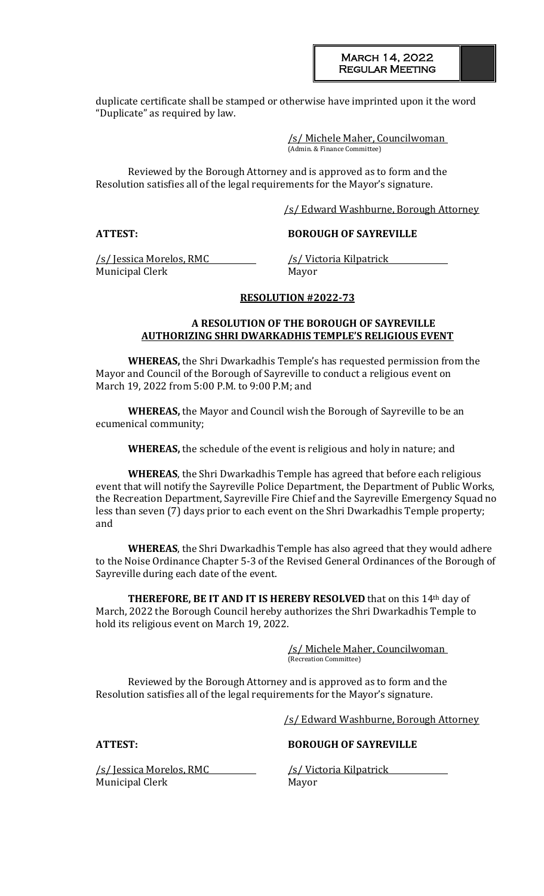duplicate certificate shall be stamped or otherwise have imprinted upon it the word "Duplicate" as required by law.

/s/ Michele Maher, Councilwoman
(Admin. & Finance Committee)

Reviewed by the Borough Attorney and is approved as to form and the Resolution satisfies all of the legal requirements for the Mayor's signature.

/s/ Edward Washburne, Borough Attorney

**ATTEST:** **BOROUGH OF SAYREVILLE**

/s/ Jessica Morelos, RMC
Municipal Clerk

/s/ Victoria Kilpatrick
Mayor

## RESOLUTION #2022-73

### A RESOLUTION OF THE BOROUGH OF SAYREVILLE AUTHORIZING SHRI DWARKADHIS TEMPLE'S RELIGIOUS EVENT

**WHEREAS,** the Shri Dwarkadhis Temple's has requested permission from the Mayor and Council of the Borough of Sayreville to conduct a religious event on March 19, 2022 from 5:00 P.M. to 9:00 P.M; and

**WHEREAS,** the Mayor and Council wish the Borough of Sayreville to be an ecumenical community;

**WHEREAS,** the schedule of the event is religious and holy in nature; and

**WHEREAS**, the Shri Dwarkadhis Temple has agreed that before each religious event that will notify the Sayreville Police Department, the Department of Public Works, the Recreation Department, Sayreville Fire Chief and the Sayreville Emergency Squad no less than seven (7) days prior to each event on the Shri Dwarkadhis Temple property; and

**WHEREAS**, the Shri Dwarkadhis Temple has also agreed that they would adhere to the Noise Ordinance Chapter 5-3 of the Revised General Ordinances of the Borough of Sayreville during each date of the event.

**THEREFORE, BE IT AND IT IS HEREBY RESOLVED** that on this 14th day of March, 2022 the Borough Council hereby authorizes the Shri Dwarkadhis Temple to hold its religious event on March 19, 2022.

/s/ Michele Maher, Councilwoman
(Recreation Committee)

Reviewed by the Borough Attorney and is approved as to form and the Resolution satisfies all of the legal requirements for the Mayor's signature.

/s/ Edward Washburne, Borough Attorney

**ATTEST:** **BOROUGH OF SAYREVILLE**

/s/ Jessica Morelos, RMC
Municipal Clerk

/s/ Victoria Kilpatrick
Mayor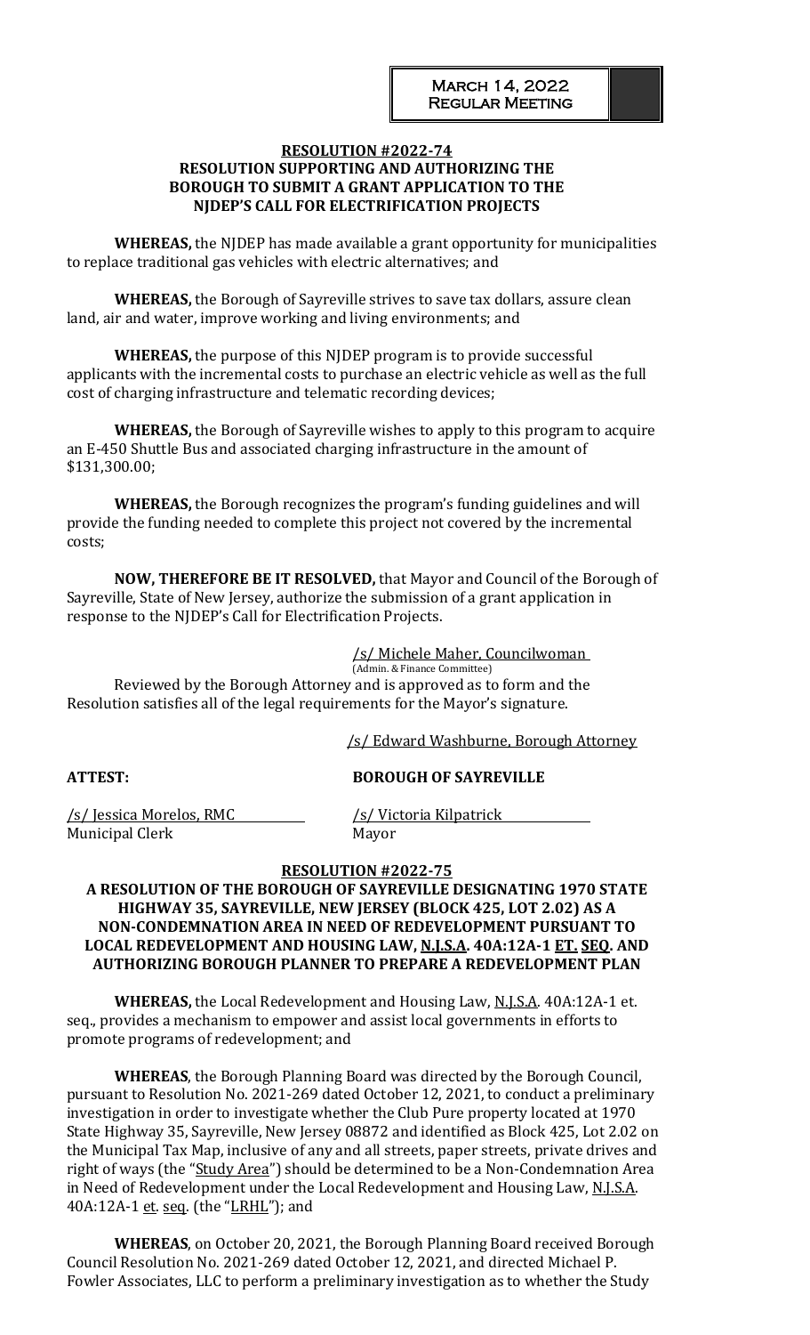**RESOLUTION #2022-74**
**RESOLUTION SUPPORTING AND AUTHORIZING THE BOROUGH TO SUBMIT A GRANT APPLICATION TO THE NJDEP'S CALL FOR ELECTRIFICATION PROJECTS**

**WHEREAS,** the NJDEP has made available a grant opportunity for municipalities to replace traditional gas vehicles with electric alternatives; and

**WHEREAS,** the Borough of Sayreville strives to save tax dollars, assure clean land, air and water, improve working and living environments; and

**WHEREAS,** the purpose of this NJDEP program is to provide successful applicants with the incremental costs to purchase an electric vehicle as well as the full cost of charging infrastructure and telematic recording devices;

**WHEREAS,** the Borough of Sayreville wishes to apply to this program to acquire an E-450 Shuttle Bus and associated charging infrastructure in the amount of $131,300.00;

**WHEREAS,** the Borough recognizes the program's funding guidelines and will provide the funding needed to complete this project not covered by the incremental costs;

**NOW, THEREFORE BE IT RESOLVED,** that Mayor and Council of the Borough of Sayreville, State of New Jersey, authorize the submission of a grant application in response to the NJDEP's Call for Electrification Projects.

/s/ Michele Maher, Councilwoman
(Admin. & Finance Committee)

Reviewed by the Borough Attorney and is approved as to form and the Resolution satisfies all of the legal requirements for the Mayor's signature.

/s/ Edward Washburne, Borough Attorney

**ATTEST:** **BOROUGH OF SAYREVILLE**

/s/ Jessica Morelos, RMC
Municipal Clerk

/s/ Victoria Kilpatrick
Mayor

**RESOLUTION #2022-75**
**A RESOLUTION OF THE BOROUGH OF SAYREVILLE DESIGNATING 1970 STATE HIGHWAY 35, SAYREVILLE, NEW JERSEY (BLOCK 425, LOT 2.02) AS A NON-CONDEMNATION AREA IN NEED OF REDEVELOPMENT PURSUANT TO LOCAL REDEVELOPMENT AND HOUSING LAW, N.J.S.A. 40A:12A-1 ET. SEQ. AND AUTHORIZING BOROUGH PLANNER TO PREPARE A REDEVELOPMENT PLAN**

**WHEREAS,** the Local Redevelopment and Housing Law, N.J.S.A. 40A:12A-1 et. seq., provides a mechanism to empower and assist local governments in efforts to promote programs of redevelopment; and

**WHEREAS**, the Borough Planning Board was directed by the Borough Council, pursuant to Resolution No. 2021-269 dated October 12, 2021, to conduct a preliminary investigation in order to investigate whether the Club Pure property located at 1970 State Highway 35, Sayreville, New Jersey 08872 and identified as Block 425, Lot 2.02 on the Municipal Tax Map, inclusive of any and all streets, paper streets, private drives and right of ways (the "Study Area") should be determined to be a Non-Condemnation Area in Need of Redevelopment under the Local Redevelopment and Housing Law, N.J.S.A. 40A:12A-1 et. seq. (the "LRHL"); and

**WHEREAS**, on October 20, 2021, the Borough Planning Board received Borough Council Resolution No. 2021-269 dated October 12, 2021, and directed Michael P. Fowler Associates, LLC to perform a preliminary investigation as to whether the Study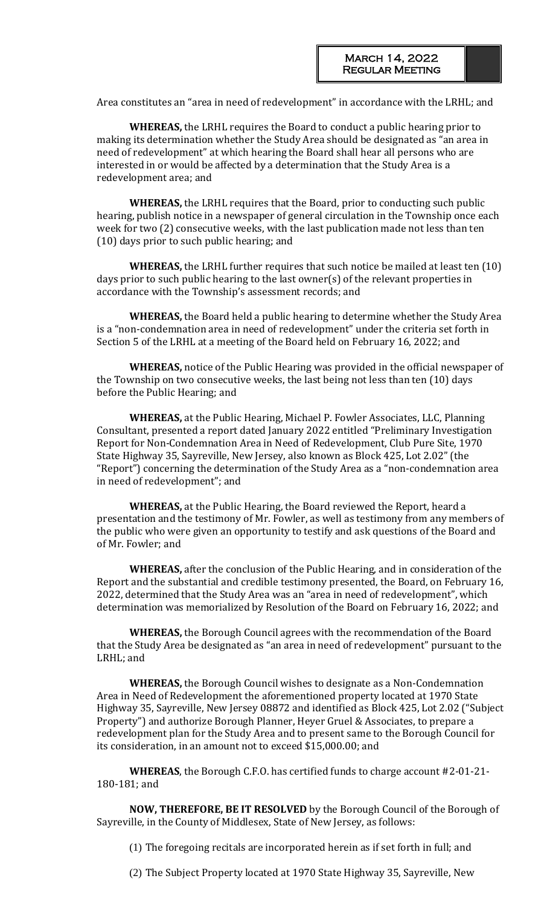Area constitutes an "area in need of redevelopment" in accordance with the LRHL; and

**WHEREAS,** the LRHL requires the Board to conduct a public hearing prior to making its determination whether the Study Area should be designated as "an area in need of redevelopment" at which hearing the Board shall hear all persons who are interested in or would be affected by a determination that the Study Area is a redevelopment area; and

**WHEREAS,** the LRHL requires that the Board, prior to conducting such public hearing, publish notice in a newspaper of general circulation in the Township once each week for two (2) consecutive weeks, with the last publication made not less than ten (10) days prior to such public hearing; and

**WHEREAS,** the LRHL further requires that such notice be mailed at least ten (10) days prior to such public hearing to the last owner(s) of the relevant properties in accordance with the Township's assessment records; and

**WHEREAS,** the Board held a public hearing to determine whether the Study Area is a "non-condemnation area in need of redevelopment" under the criteria set forth in Section 5 of the LRHL at a meeting of the Board held on February 16, 2022; and

**WHEREAS,** notice of the Public Hearing was provided in the official newspaper of the Township on two consecutive weeks, the last being not less than ten (10) days before the Public Hearing; and

**WHEREAS,** at the Public Hearing, Michael P. Fowler Associates, LLC, Planning Consultant, presented a report dated January 2022 entitled "Preliminary Investigation Report for Non-Condemnation Area in Need of Redevelopment, Club Pure Site, 1970 State Highway 35, Sayreville, New Jersey, also known as Block 425, Lot 2.02" (the "Report") concerning the determination of the Study Area as a "non-condemnation area in need of redevelopment"; and

**WHEREAS,** at the Public Hearing, the Board reviewed the Report, heard a presentation and the testimony of Mr. Fowler, as well as testimony from any members of the public who were given an opportunity to testify and ask questions of the Board and of Mr. Fowler; and

**WHEREAS,** after the conclusion of the Public Hearing, and in consideration of the Report and the substantial and credible testimony presented, the Board, on February 16, 2022, determined that the Study Area was an "area in need of redevelopment", which determination was memorialized by Resolution of the Board on February 16, 2022; and

**WHEREAS,** the Borough Council agrees with the recommendation of the Board that the Study Area be designated as "an area in need of redevelopment" pursuant to the LRHL; and

**WHEREAS,** the Borough Council wishes to designate as a Non-Condemnation Area in Need of Redevelopment the aforementioned property located at 1970 State Highway 35, Sayreville, New Jersey 08872 and identified as Block 425, Lot 2.02 ("Subject Property") and authorize Borough Planner, Heyer Gruel & Associates, to prepare a redevelopment plan for the Study Area and to present same to the Borough Council for its consideration, in an amount not to exceed $15,000.00; and

**WHEREAS**, the Borough C.F.O. has certified funds to charge account #2-01-21-180-181; and

**NOW, THEREFORE, BE IT RESOLVED** by the Borough Council of the Borough of Sayreville, in the County of Middlesex, State of New Jersey, as follows:

(1) The foregoing recitals are incorporated herein as if set forth in full; and

(2) The Subject Property located at 1970 State Highway 35, Sayreville, New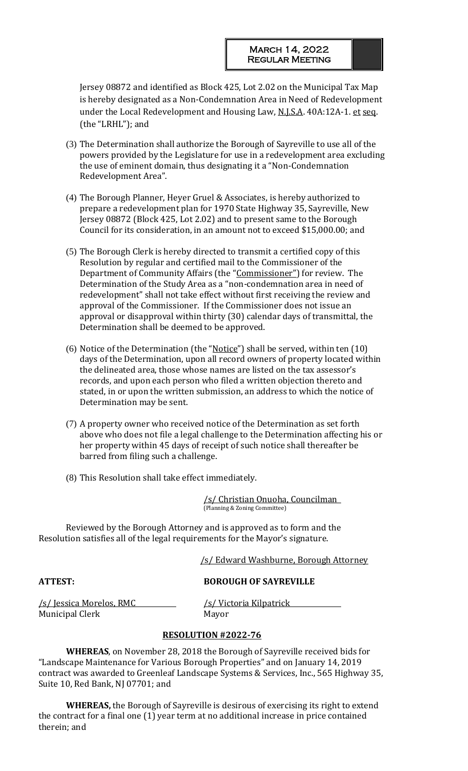Jersey 08872 and identified as Block 425, Lot 2.02 on the Municipal Tax Map is hereby designated as a Non-Condemnation Area in Need of Redevelopment under the Local Redevelopment and Housing Law, N.J.S.A. 40A:12A-1. et seq. (the "LRHL"); and

(3) The Determination shall authorize the Borough of Sayreville to use all of the powers provided by the Legislature for use in a redevelopment area excluding the use of eminent domain, thus designating it a "Non-Condemnation Redevelopment Area".

(4) The Borough Planner, Heyer Gruel & Associates, is hereby authorized to prepare a redevelopment plan for 1970 State Highway 35, Sayreville, New Jersey 08872 (Block 425, Lot 2.02) and to present same to the Borough Council for its consideration, in an amount not to exceed $15,000.00; and

(5) The Borough Clerk is hereby directed to transmit a certified copy of this Resolution by regular and certified mail to the Commissioner of the Department of Community Affairs (the "Commissioner") for review. The Determination of the Study Area as a "non-condemnation area in need of redevelopment" shall not take effect without first receiving the review and approval of the Commissioner. If the Commissioner does not issue an approval or disapproval within thirty (30) calendar days of transmittal, the Determination shall be deemed to be approved.

(6) Notice of the Determination (the "Notice") shall be served, within ten (10) days of the Determination, upon all record owners of property located within the delineated area, those whose names are listed on the tax assessor's records, and upon each person who filed a written objection thereto and stated, in or upon the written submission, an address to which the notice of Determination may be sent.

(7) A property owner who received notice of the Determination as set forth above who does not file a legal challenge to the Determination affecting his or her property within 45 days of receipt of such notice shall thereafter be barred from filing such a challenge.

(8) This Resolution shall take effect immediately.

/s/ Christian Onuoha, Councilman
(Planning & Zoning Committee)

Reviewed by the Borough Attorney and is approved as to form and the Resolution satisfies all of the legal requirements for the Mayor's signature.

/s/ Edward Washburne, Borough Attorney

**ATTEST:** **BOROUGH OF SAYREVILLE**

/s/ Jessica Morelos, RMC
Municipal Clerk

/s/ Victoria Kilpatrick
Mayor

## RESOLUTION #2022-76

**WHEREAS**, on November 28, 2018 the Borough of Sayreville received bids for "Landscape Maintenance for Various Borough Properties" and on January 14, 2019 contract was awarded to Greenleaf Landscape Systems & Services, Inc., 565 Highway 35, Suite 10, Red Bank, NJ 07701; and

**WHEREAS,** the Borough of Sayreville is desirous of exercising its right to extend the contract for a final one (1) year term at no additional increase in price contained therein; and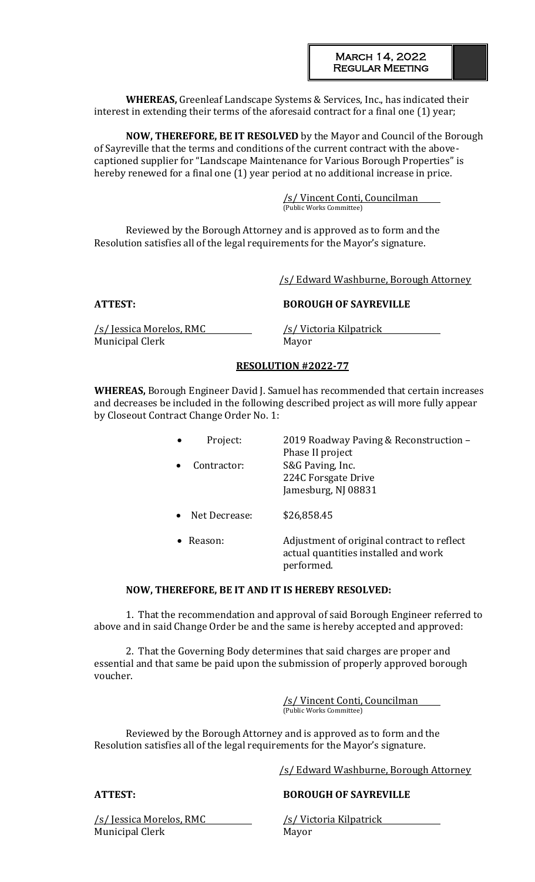**WHEREAS,** Greenleaf Landscape Systems & Services, Inc., has indicated their interest in extending their terms of the aforesaid contract for a final one (1) year;

**NOW, THEREFORE, BE IT RESOLVED** by the Mayor and Council of the Borough of Sayreville that the terms and conditions of the current contract with the above-captioned supplier for "Landscape Maintenance for Various Borough Properties" is hereby renewed for a final one (1) year period at no additional increase in price.

/s/ Vincent Conti, Councilman
(Public Works Committee)

Reviewed by the Borough Attorney and is approved as to form and the Resolution satisfies all of the legal requirements for the Mayor's signature.

/s/ Edward Washburne, Borough Attorney

**ATTEST:** **BOROUGH OF SAYREVILLE**

/s/ Jessica Morelos, RMC
Municipal Clerk

/s/ Victoria Kilpatrick
Mayor

**RESOLUTION #2022-77**

**WHEREAS,** Borough Engineer David J. Samuel has recommended that certain increases and decreases be included in the following described project as will more fully appear by Closeout Contract Change Order No. 1:

- Project: 2019 Roadway Paving & Reconstruction – Phase II project
- Contractor: S&G Paving, Inc.
  224C Forsgate Drive
  Jamesburg, NJ 08831
- Net Decrease: $26,858.45
- Reason: Adjustment of original contract to reflect actual quantities installed and work performed.

**NOW, THEREFORE, BE IT AND IT IS HEREBY RESOLVED:**

1. That the recommendation and approval of said Borough Engineer referred to above and in said Change Order be and the same is hereby accepted and approved:

2. That the Governing Body determines that said charges are proper and essential and that same be paid upon the submission of properly approved borough voucher.

/s/ Vincent Conti, Councilman
(Public Works Committee)

Reviewed by the Borough Attorney and is approved as to form and the Resolution satisfies all of the legal requirements for the Mayor's signature.

/s/ Edward Washburne, Borough Attorney

**ATTEST:** **BOROUGH OF SAYREVILLE**

/s/ Jessica Morelos, RMC
Municipal Clerk

/s/ Victoria Kilpatrick
Mayor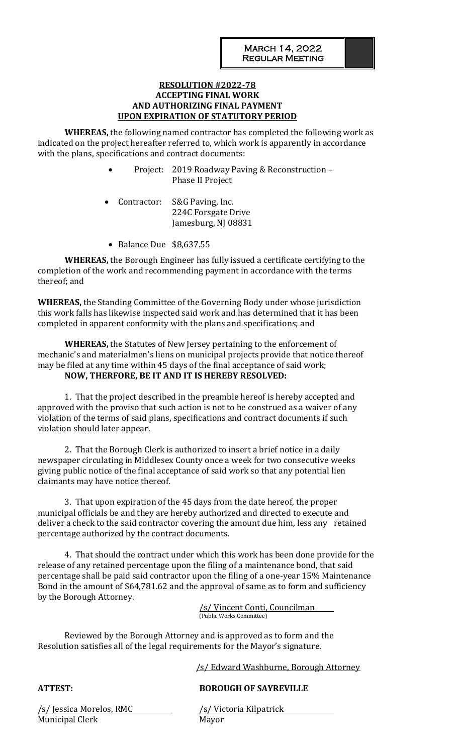March 14, 2022
Regular Meeting

**RESOLUTION #2022-78**
**ACCEPTING FINAL WORK**
**AND AUTHORIZING FINAL PAYMENT**
**UPON EXPIRATION OF STATUTORY PERIOD**

**WHEREAS,** the following named contractor has completed the following work as indicated on the project hereafter referred to, which work is apparently in accordance with the plans, specifications and contract documents:

- Project: 2019 Roadway Paving & Reconstruction – Phase II Project
- Contractor: S&G Paving, Inc.
  224C Forsgate Drive
  Jamesburg, NJ 08831
- Balance Due $8,637.55

**WHEREAS,** the Borough Engineer has fully issued a certificate certifying to the completion of the work and recommending payment in accordance with the terms thereof; and

**WHEREAS,** the Standing Committee of the Governing Body under whose jurisdiction this work falls has likewise inspected said work and has determined that it has been completed in apparent conformity with the plans and specifications; and

**WHEREAS,** the Statutes of New Jersey pertaining to the enforcement of mechanic's and materialmen's liens on municipal projects provide that notice thereof may be filed at any time within 45 days of the final acceptance of said work;

**NOW, THERFORE, BE IT AND IT IS HEREBY RESOLVED:**

1. That the project described in the preamble hereof is hereby accepted and approved with the proviso that such action is not to be construed as a waiver of any violation of the terms of said plans, specifications and contract documents if such violation should later appear.

2. That the Borough Clerk is authorized to insert a brief notice in a daily newspaper circulating in Middlesex County once a week for two consecutive weeks giving public notice of the final acceptance of said work so that any potential lien claimants may have notice thereof.

3. That upon expiration of the 45 days from the date hereof, the proper municipal officials be and they are hereby authorized and directed to execute and deliver a check to the said contractor covering the amount due him, less any retained percentage authorized by the contract documents.

4. That should the contract under which this work has been done provide for the release of any retained percentage upon the filing of a maintenance bond, that said percentage shall be paid said contractor upon the filing of a one-year 15% Maintenance Bond in the amount of $64,781.62 and the approval of same as to form and sufficiency by the Borough Attorney.

/s/ Vincent Conti, Councilman
(Public Works Committee)

Reviewed by the Borough Attorney and is approved as to form and the Resolution satisfies all of the legal requirements for the Mayor's signature.

/s/ Edward Washburne, Borough Attorney

**ATTEST:**

/s/ Jessica Morelos, RMC
Municipal Clerk

**BOROUGH OF SAYREVILLE**

/s/ Victoria Kilpatrick
Mayor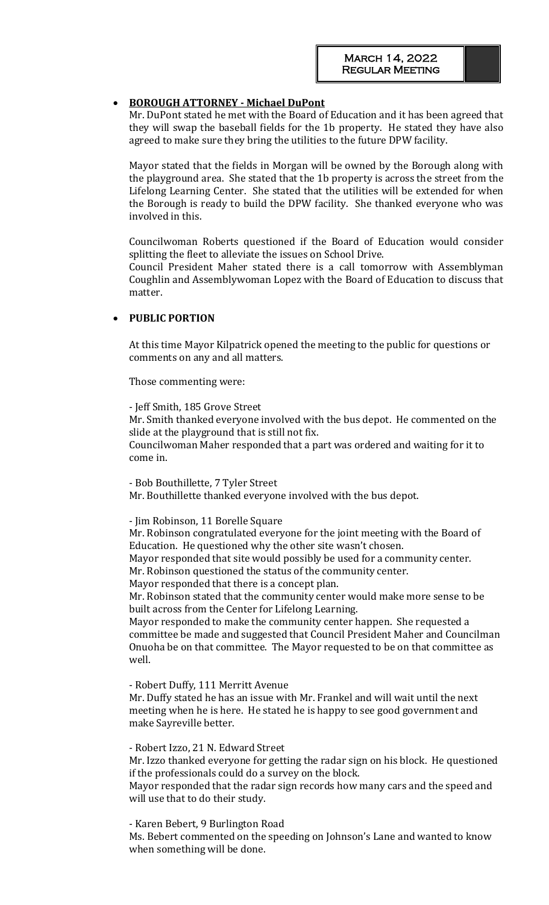- **BOROUGH ATTORNEY - Michael DuPont**

  Mr. DuPont stated he met with the Board of Education and it has been agreed that they will swap the baseball fields for the 1b property. He stated they have also agreed to make sure they bring the utilities to the future DPW facility.

  Mayor stated that the fields in Morgan will be owned by the Borough along with the playground area. She stated that the 1b property is across the street from the Lifelong Learning Center. She stated that the utilities will be extended for when the Borough is ready to build the DPW facility. She thanked everyone who was involved in this.

  Councilwoman Roberts questioned if the Board of Education would consider splitting the fleet to alleviate the issues on School Drive.
  Council President Maher stated there is a call tomorrow with Assemblyman Coughlin and Assemblywoman Lopez with the Board of Education to discuss that matter.

- **PUBLIC PORTION**

  At this time Mayor Kilpatrick opened the meeting to the public for questions or comments on any and all matters.

  Those commenting were:

  - Jeff Smith, 185 Grove Street
  Mr. Smith thanked everyone involved with the bus depot. He commented on the slide at the playground that is still not fix.
  Councilwoman Maher responded that a part was ordered and waiting for it to come in.

  - Bob Bouthillette, 7 Tyler Street
  Mr. Bouthillette thanked everyone involved with the bus depot.

  - Jim Robinson, 11 Borelle Square
  Mr. Robinson congratulated everyone for the joint meeting with the Board of Education. He questioned why the other site wasn't chosen.
  Mayor responded that site would possibly be used for a community center.
  Mr. Robinson questioned the status of the community center.
  Mayor responded that there is a concept plan.
  Mr. Robinson stated that the community center would make more sense to be built across from the Center for Lifelong Learning.
  Mayor responded to make the community center happen. She requested a committee be made and suggested that Council President Maher and Councilman Onuoha be on that committee. The Mayor requested to be on that committee as well.

  - Robert Duffy, 111 Merritt Avenue
  Mr. Duffy stated he has an issue with Mr. Frankel and will wait until the next meeting when he is here. He stated he is happy to see good government and make Sayreville better.

  - Robert Izzo, 21 N. Edward Street
  Mr. Izzo thanked everyone for getting the radar sign on his block. He questioned if the professionals could do a survey on the block.
  Mayor responded that the radar sign records how many cars and the speed and will use that to do their study.

  - Karen Bebert, 9 Burlington Road
  Ms. Bebert commented on the speeding on Johnson's Lane and wanted to know when something will be done.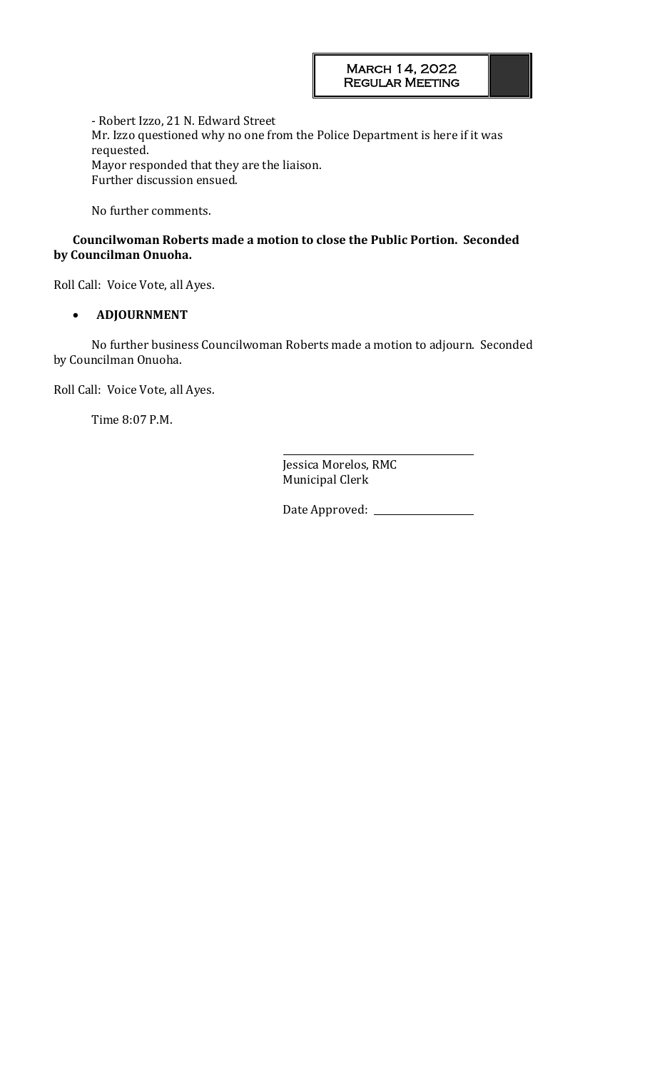- Robert Izzo, 21 N. Edward Street
Mr. Izzo questioned why no one from the Police Department is here if it was requested.
Mayor responded that they are the liaison.
Further discussion ensued.

No further comments.

**Councilwoman Roberts made a motion to close the Public Portion. Seconded by Councilman Onuoha.**

Roll Call: Voice Vote, all Ayes.

- **ADJOURNMENT**

No further business Councilwoman Roberts made a motion to adjourn. Seconded by Councilman Onuoha.

Roll Call: Voice Vote, all Ayes.

Time 8:07 P.M.

Jessica Morelos, RMC
Municipal Clerk

Date Approved: ________________